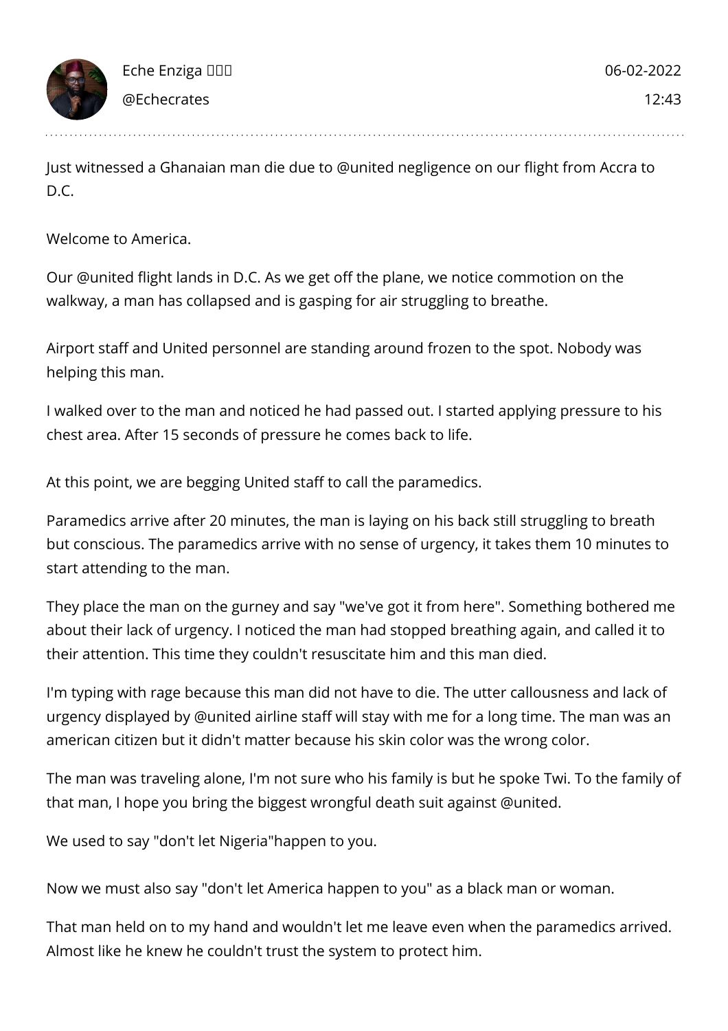Eche Enziga 🇳🇬🇳🇬🇳🇬

@Echecrates

06-02-2022

12:43

---

Just witnessed a Ghanaian man die due to @united negligence on our flight from Accra to D.C.

Welcome to America.

Our @united flight lands in D.C. As we get off the plane, we notice commotion on the walkway, a man has collapsed and is gasping for air struggling to breathe.

Airport staff and United personnel are standing around frozen to the spot. Nobody was helping this man.

I walked over to the man and noticed he had passed out. I started applying pressure to his chest area. After 15 seconds of pressure he comes back to life.

At this point, we are begging United staff to call the paramedics.

Paramedics arrive after 20 minutes, the man is laying on his back still struggling to breath but conscious. The paramedics arrive with no sense of urgency, it takes them 10 minutes to start attending to the man.

They place the man on the gurney and say "we've got it from here". Something bothered me about their lack of urgency. I noticed the man had stopped breathing again, and called it to their attention. This time they couldn't resuscitate him and this man died.

I'm typing with rage because this man did not have to die. The utter callousness and lack of urgency displayed by @united airline staff will stay with me for a long time. The man was an american citizen but it didn't matter because his skin color was the wrong color.

The man was traveling alone, I'm not sure who his family is but he spoke Twi. To the family of that man, I hope you bring the biggest wrongful death suit against @united.

We used to say "don't let Nigeria"happen to you.

Now we must also say "don't let America happen to you" as a black man or woman.

That man held on to my hand and wouldn't let me leave even when the paramedics arrived. Almost like he knew he couldn't trust the system to protect him.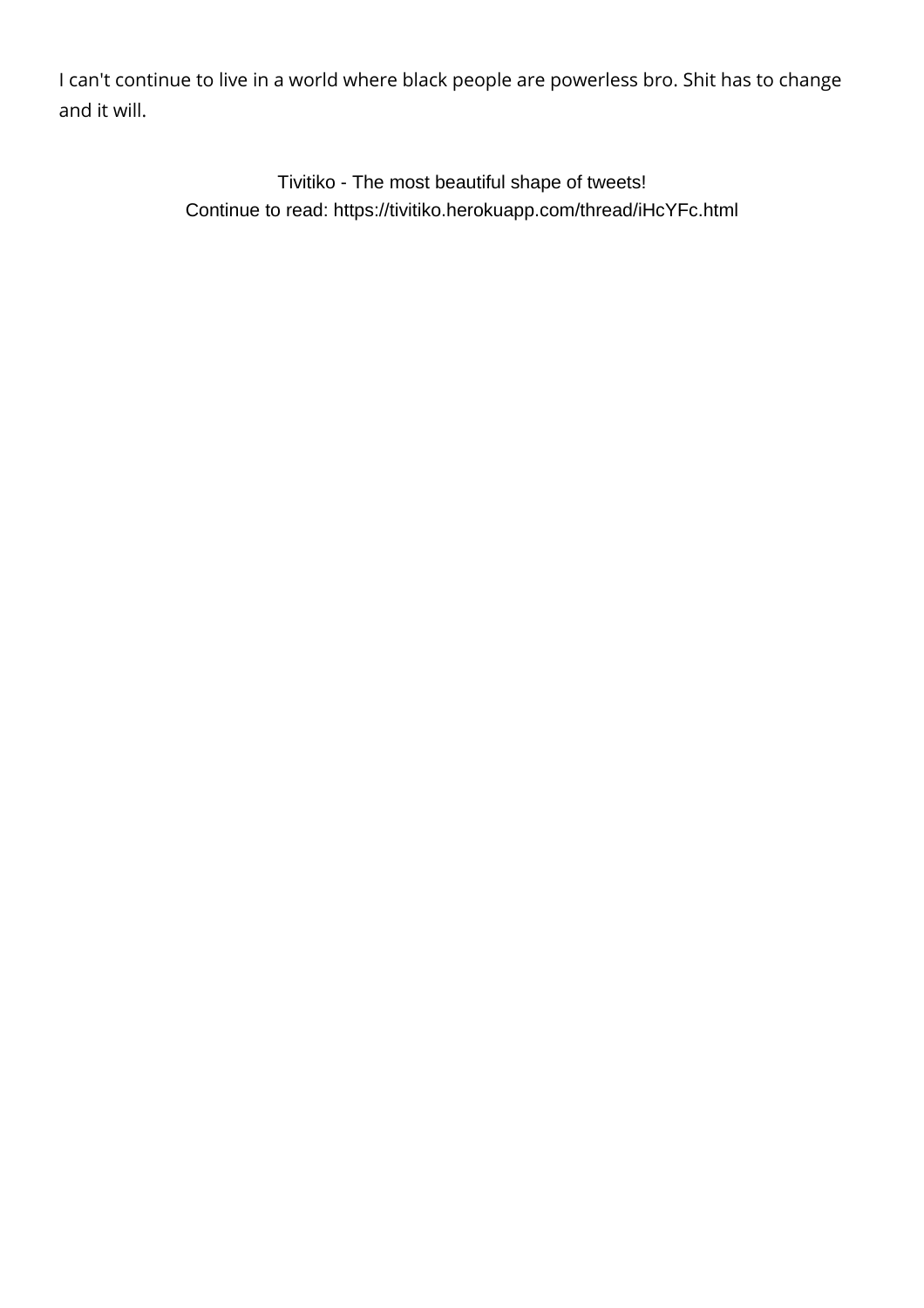I can't continue to live in a world where black people are powerless bro. Shit has to change and it will.

Tivitiko - The most beautiful shape of tweets!
Continue to read: https://tivitiko.herokuapp.com/thread/iHcYFc.html